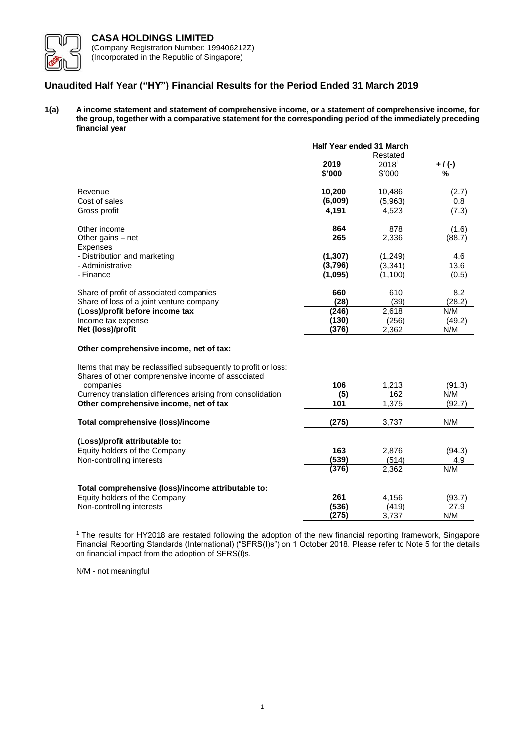**CASA HOLDINGS LIMITED**
(Company Registration Number: 199406212Z)
(Incorporated in the Republic of Singapore)

# Unaudited Half Year ("HY") Financial Results for the Period Ended 31 March 2019

**1(a) A income statement and statement of comprehensive income, or a statement of comprehensive income, for the group, together with a comparative statement for the corresponding period of the immediately preceding financial year**

| | Half Year ended 31 March | | |
|---|---|---|---|
| | **2019** | Restated 2018[1] | **+ / (-)** |
| | **$'000** | $'000 | **%** |
| Revenue | **10,200** | 10,486 | (2.7) |
| Cost of sales | **(6,009)** | (5,963) | 0.8 |
| Gross profit | **4,191** | 4,523 | (7.3) |
| | | | |
| Other income | **864** | 878 | (1.6) |
| Other gains – net | **265** | 2,336 | (88.7) |
| Expenses | | | |
| - Distribution and marketing | **(1,307)** | (1,249) | 4.6 |
| - Administrative | **(3,796)** | (3,341) | 13.6 |
| - Finance | **(1,095)** | (1,100) | (0.5) |
| | | | |
| Share of profit of associated companies | **660** | 610 | 8.2 |
| Share of loss of a joint venture company | **(28)** | (39) | (28.2) |
| **(Loss)/profit before income tax** | **(246)** | 2,618 | N/M |
| Income tax expense | **(130)** | (256) | (49.2) |
| **Net (loss)/profit** | **(376)** | 2,362 | N/M |
| | | | |
| **Other comprehensive income, net of tax:** | | | |
| | | | |
| Items that may be reclassified subsequently to profit or loss: | | | |
| Shares of other comprehensive income of associated companies | **106** | 1,213 | (91.3) |
| Currency translation differences arising from consolidation | **(5)** | 162 | N/M |
| **Other comprehensive income, net of tax** | **101** | 1,375 | (92.7) |
| | | | |
| **Total comprehensive (loss)/income** | **(275)** | 3,737 | N/M |
| | | | |
| **(Loss)/profit attributable to:** | | | |
| Equity holders of the Company | **163** | 2,876 | (94.3) |
| Non-controlling interests | **(539)** | (514) | 4.9 |
| | **(376)** | 2,362 | N/M |
| | | | |
| **Total comprehensive (loss)/income attributable to:** | | | |
| Equity holders of the Company | **261** | 4,156 | (93.7) |
| Non-controlling interests | **(536)** | (419) | 27.9 |
| | **(275)** | 3,737 | N/M |

[1] The results for HY2018 are restated following the adoption of the new financial reporting framework, Singapore Financial Reporting Standards (International) ("SFRS(I)s") on 1 October 2018. Please refer to Note 5 for the details on financial impact from the adoption of SFRS(I)s.

N/M - not meaningful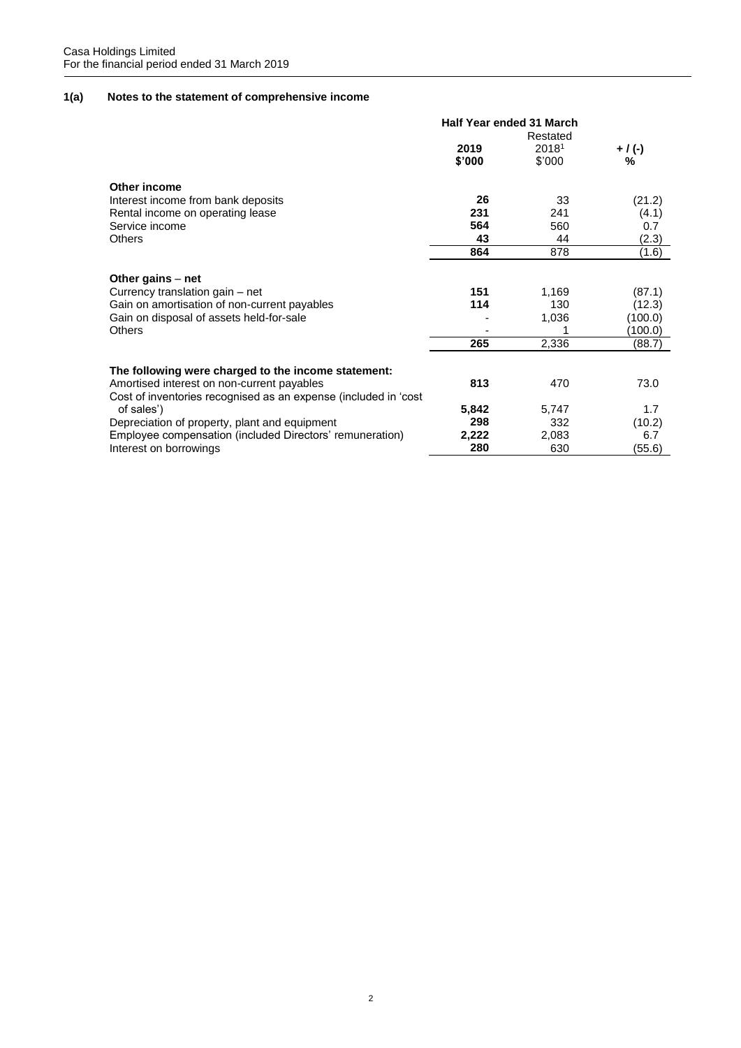## 1(a) Notes to the statement of comprehensive income

| | Half Year ended 31 March | | |
|---|---|---|---|
| | **2019** | Restated 2018[1] | **+ / (-)** |
| | **$'000** | $'000 | **%** |
| **Other income** | | | |
| Interest income from bank deposits | **26** | 33 | (21.2) |
| Rental income on operating lease | **231** | 241 | (4.1) |
| Service income | **564** | 560 | 0.7 |
| Others | **43** | 44 | (2.3) |
| | **864** | 878 | (1.6) |
| **Other gains – net** | | | |
| Currency translation gain – net | **151** | 1,169 | (87.1) |
| Gain on amortisation of non-current payables | **114** | 130 | (12.3) |
| Gain on disposal of assets held-for-sale | - | 1,036 | (100.0) |
| Others | - | 1 | (100.0) |
| | **265** | 2,336 | (88.7) |
| **The following were charged to the income statement:** | | | |
| Amortised interest on non-current payables | **813** | 470 | 73.0 |
| Cost of inventories recognised as an expense (included in 'cost of sales') | **5,842** | 5,747 | 1.7 |
| Depreciation of property, plant and equipment | **298** | 332 | (10.2) |
| Employee compensation (included Directors' remuneration) | **2,222** | 2,083 | 6.7 |
| Interest on borrowings | **280** | 630 | (55.6) |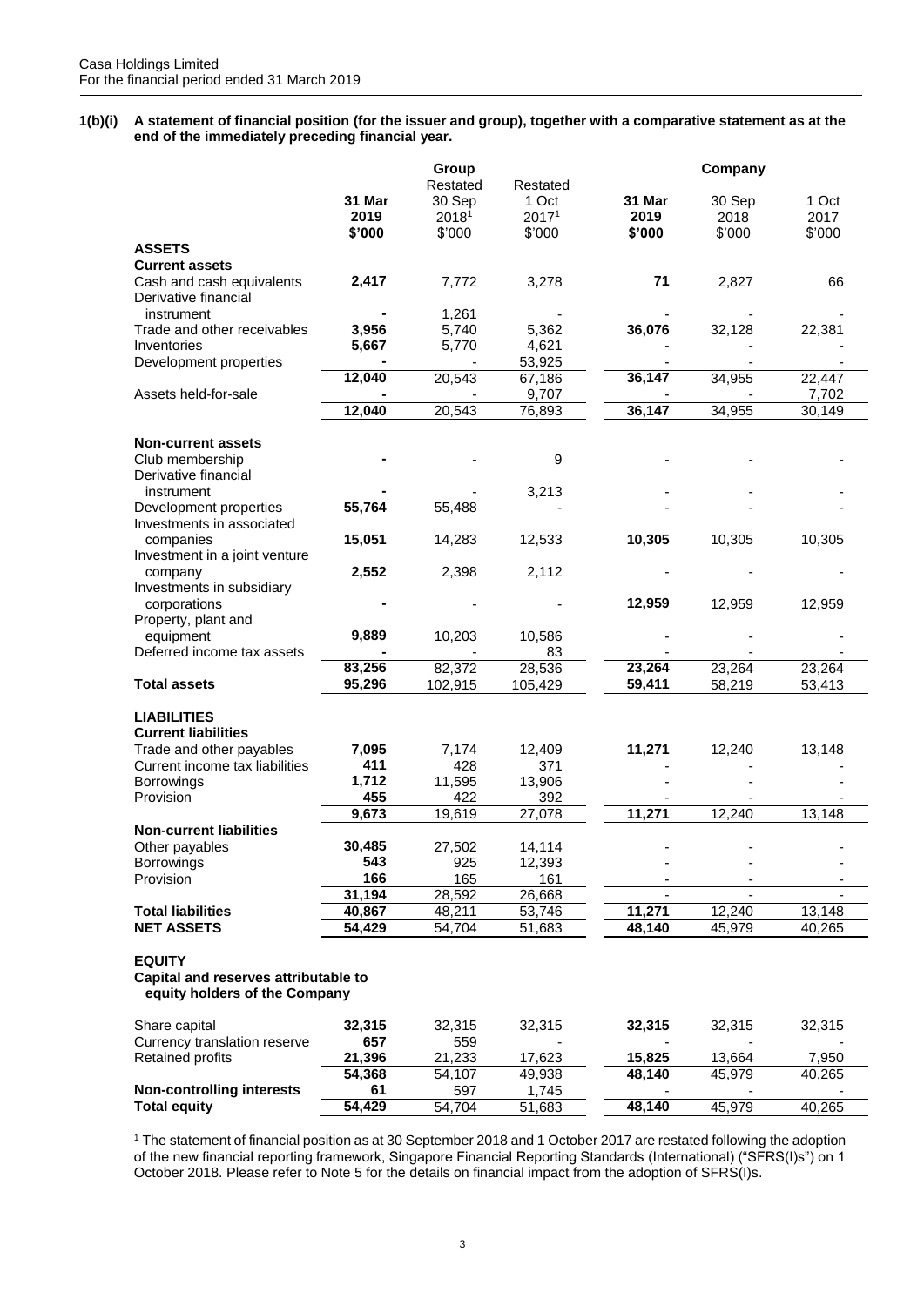**1(b)(i) A statement of financial position (for the issuer and group), together with a comparative statement as at the end of the immediately preceding financial year.**

| | Group | | | Company | | |
|---|---|---|---|---|---|---|
| | **31 Mar 2019** | Restated 30 Sep 2018[1] | Restated 1 Oct 2017[1] | **31 Mar 2019** | 30 Sep 2018 | 1 Oct 2017 |
| | **\$'000** | \$'000 | \$'000 | **\$'000** | \$'000 | \$'000 |
| **ASSETS** | | | | | | |
| **Current assets** | | | | | | |
| Cash and cash equivalents | **2,417** | 7,772 | 3,278 | **71** | 2,827 | 66 |
| Derivative financial instrument | **-** | 1,261 | - | - | - | - |
| Trade and other receivables | **3,956** | 5,740 | 5,362 | **36,076** | 32,128 | 22,381 |
| Inventories | **5,667** | 5,770 | 4,621 | - | - | - |
| Development properties | **-** | - | 53,925 | - | - | - |
| | **12,040** | 20,543 | 67,186 | **36,147** | 34,955 | 22,447 |
| Assets held-for-sale | **-** | - | 9,707 | - | - | 7,702 |
| | **12,040** | 20,543 | 76,893 | **36,147** | 34,955 | 30,149 |
| **Non-current assets** | | | | | | |
| Club membership | **-** | - | 9 | - | - | - |
| Derivative financial instrument | **-** | - | 3,213 | - | - | - |
| Development properties | **55,764** | 55,488 | - | - | - | - |
| Investments in associated companies | **15,051** | 14,283 | 12,533 | **10,305** | 10,305 | 10,305 |
| Investment in a joint venture company | **2,552** | 2,398 | 2,112 | - | - | - |
| Investments in subsidiary corporations | **-** | - | - | **12,959** | 12,959 | 12,959 |
| Property, plant and equipment | **9,889** | 10,203 | 10,586 | - | - | - |
| Deferred income tax assets | **-** | - | 83 | - | - | - |
| | **83,256** | 82,372 | 28,536 | **23,264** | 23,264 | 23,264 |
| **Total assets** | **95,296** | 102,915 | 105,429 | **59,411** | 58,219 | 53,413 |
| **LIABILITIES** | | | | | | |
| **Current liabilities** | | | | | | |
| Trade and other payables | **7,095** | 7,174 | 12,409 | **11,271** | 12,240 | 13,148 |
| Current income tax liabilities | **411** | 428 | 371 | - | - | - |
| Borrowings | **1,712** | 11,595 | 13,906 | - | - | - |
| Provision | **455** | 422 | 392 | - | - | - |
| | **9,673** | 19,619 | 27,078 | **11,271** | 12,240 | 13,148 |
| **Non-current liabilities** | | | | | | |
| Other payables | **30,485** | 27,502 | 14,114 | - | - | - |
| Borrowings | **543** | 925 | 12,393 | - | - | - |
| Provision | **166** | 165 | 161 | - | - | - |
| | **31,194** | 28,592 | 26,668 | - | - | - |
| **Total liabilities** | **40,867** | 48,211 | 53,746 | **11,271** | 12,240 | 13,148 |
| **NET ASSETS** | **54,429** | 54,704 | 51,683 | **48,140** | 45,979 | 40,265 |
| **EQUITY** | | | | | | |
| **Capital and reserves attributable to equity holders of the Company** | | | | | | |
| Share capital | **32,315** | 32,315 | 32,315 | **32,315** | 32,315 | 32,315 |
| Currency translation reserve | **657** | 559 | - | - | - | - |
| Retained profits | **21,396** | 21,233 | 17,623 | **15,825** | 13,664 | 7,950 |
| | **54,368** | 54,107 | 49,938 | **48,140** | 45,979 | 40,265 |
| **Non-controlling interests** | **61** | 597 | 1,745 | - | - | - |
| **Total equity** | **54,429** | 54,704 | 51,683 | **48,140** | 45,979 | 40,265 |

[1] The statement of financial position as at 30 September 2018 and 1 October 2017 are restated following the adoption of the new financial reporting framework, Singapore Financial Reporting Standards (International) ("SFRS(I)s") on 1 October 2018. Please refer to Note 5 for the details on financial impact from the adoption of SFRS(I)s.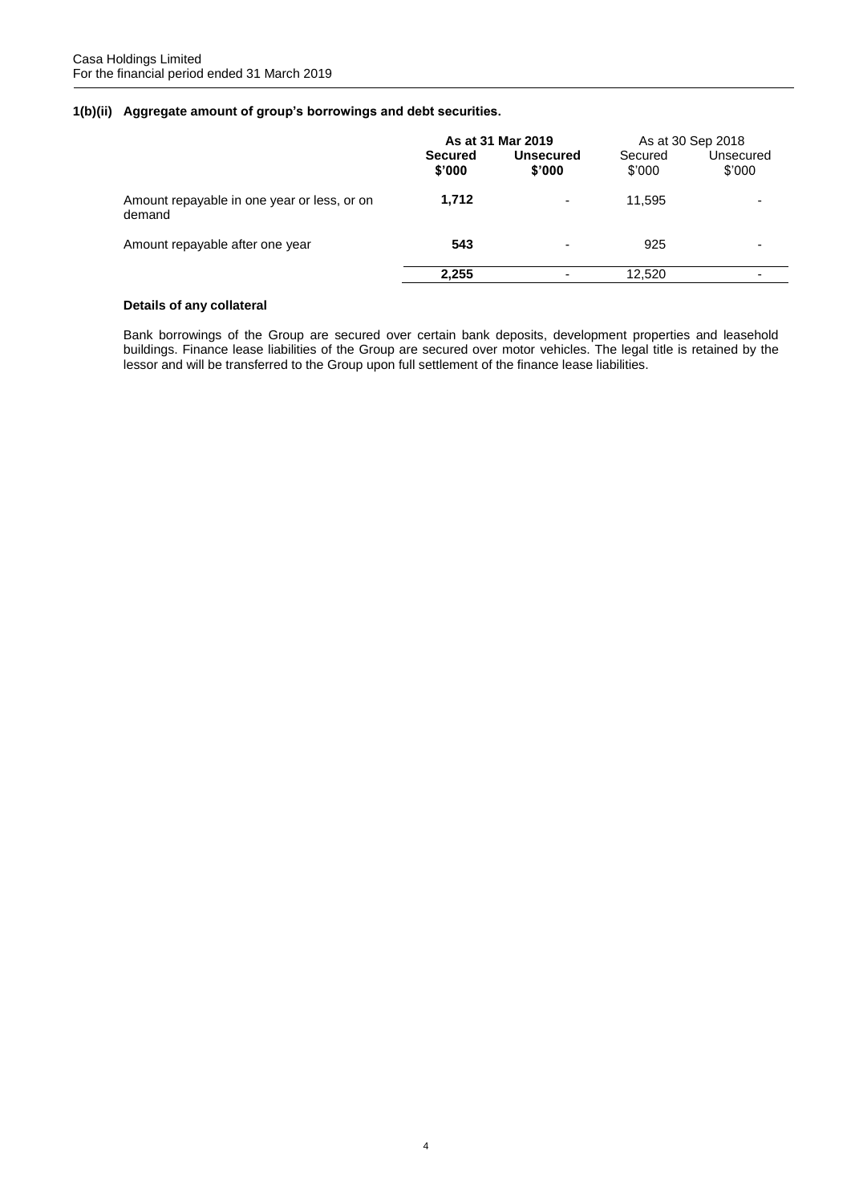### 1(b)(ii) Aggregate amount of group's borrowings and debt securities.

| | As at 31 Mar 2019 | | As at 30 Sep 2018 | |
|---|---|---|---|---|
| | **Secured $'000** | **Unsecured $'000** | Secured $'000 | Unsecured $'000 |
| Amount repayable in one year or less, or on demand | **1,712** | - | 11,595 | - |
| Amount repayable after one year | **543** | - | 925 | - |
| | **2,255** | - | 12,520 | - |

**Details of any collateral**

Bank borrowings of the Group are secured over certain bank deposits, development properties and leasehold buildings. Finance lease liabilities of the Group are secured over motor vehicles. The legal title is retained by the lessor and will be transferred to the Group upon full settlement of the finance lease liabilities.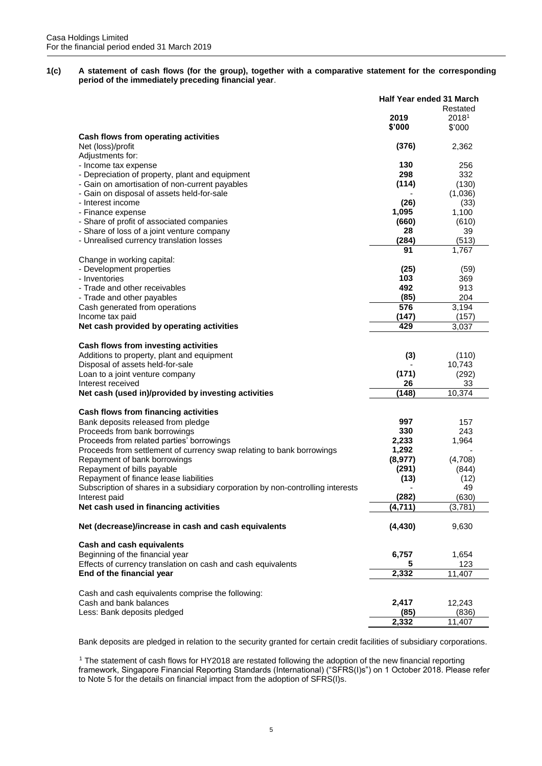**1(c) A statement of cash flows (for the group), together with a comparative statement for the corresponding period of the immediately preceding financial year**.

| | Half Year ended 31 March | |
|---|---|---|
| | **2019** | Restated 2018[1] |
| | **$'000** | $'000 |
| **Cash flows from operating activities** | | |
| Net (loss)/profit | **(376)** | 2,362 |
| Adjustments for: | | |
| - Income tax expense | **130** | 256 |
| - Depreciation of property, plant and equipment | **298** | 332 |
| - Gain on amortisation of non-current payables | **(114)** | (130) |
| - Gain on disposal of assets held-for-sale | **-** | (1,036) |
| - Interest income | **(26)** | (33) |
| - Finance expense | **1,095** | 1,100 |
| - Share of profit of associated companies | **(660)** | (610) |
| - Share of loss of a joint venture company | **28** | 39 |
| - Unrealised currency translation losses | **(284)** | (513) |
| | **91** | 1,767 |
| Change in working capital: | | |
| - Development properties | **(25)** | (59) |
| - Inventories | **103** | 369 |
| - Trade and other receivables | **492** | 913 |
| - Trade and other payables | **(85)** | 204 |
| Cash generated from operations | **576** | 3,194 |
| Income tax paid | **(147)** | (157) |
| **Net cash provided by operating activities** | **429** | 3,037 |
| | | |
| **Cash flows from investing activities** | | |
| Additions to property, plant and equipment | **(3)** | (110) |
| Disposal of assets held-for-sale | **-** | 10,743 |
| Loan to a joint venture company | **(171)** | (292) |
| Interest received | **26** | 33 |
| **Net cash (used in)/provided by investing activities** | **(148)** | 10,374 |
| | | |
| **Cash flows from financing activities** | | |
| Bank deposits released from pledge | **997** | 157 |
| Proceeds from bank borrowings | **330** | 243 |
| Proceeds from related parties' borrowings | **2,233** | 1,964 |
| Proceeds from settlement of currency swap relating to bank borrowings | **1,292** | - |
| Repayment of bank borrowings | **(8,977)** | (4,708) |
| Repayment of bills payable | **(291)** | (844) |
| Repayment of finance lease liabilities | **(13)** | (12) |
| Subscription of shares in a subsidiary corporation by non-controlling interests | **-** | 49 |
| Interest paid | **(282)** | (630) |
| **Net cash used in financing activities** | **(4,711)** | (3,781) |
| | | |
| **Net (decrease)/increase in cash and cash equivalents** | **(4,430)** | 9,630 |
| | | |
| **Cash and cash equivalents** | | |
| Beginning of the financial year | **6,757** | 1,654 |
| Effects of currency translation on cash and cash equivalents | **5** | 123 |
| **End of the financial year** | **2,332** | 11,407 |
| | | |
| Cash and cash equivalents comprise the following: | | |
| Cash and bank balances | **2,417** | 12,243 |
| Less: Bank deposits pledged | **(85)** | (836) |
| | **2,332** | 11,407 |

Bank deposits are pledged in relation to the security granted for certain credit facilities of subsidiary corporations.

[1] The statement of cash flows for HY2018 are restated following the adoption of the new financial reporting framework, Singapore Financial Reporting Standards (International) ("SFRS(I)s") on 1 October 2018. Please refer to Note 5 for the details on financial impact from the adoption of SFRS(I)s.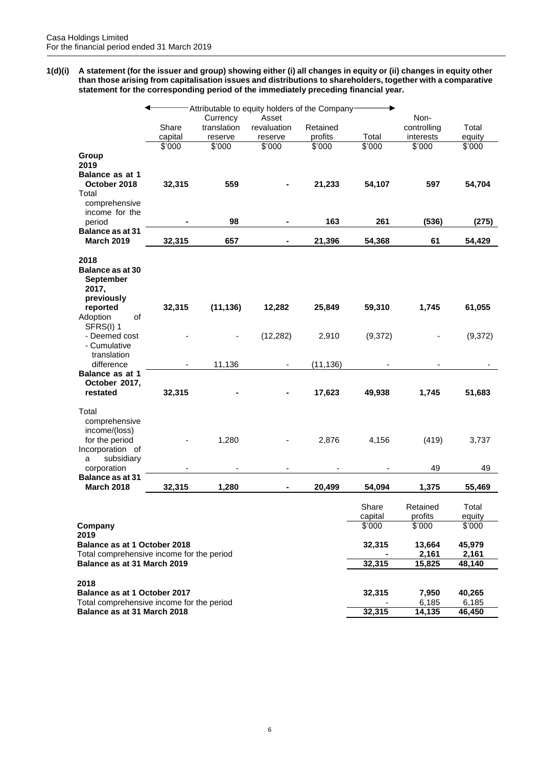**1(d)(i) A statement (for the issuer and group) showing either (i) all changes in equity or (ii) changes in equity other than those arising from capitalisation issues and distributions to shareholders, together with a comparative statement for the corresponding period of the immediately preceding financial year.**

| | Attributable to equity holders of the Company | | | | | | |
|---|---|---|---|---|---|---|---|
| | Share capital | Currency translation reserve | Asset revaluation reserve | Retained profits | Total | Non-controlling interests | Total equity |
| | $'000 | $'000 | $'000 | $'000 | $'000 | $'000 | $'000 |
| **Group** | | | | | | | |
| **2019** | | | | | | | |
| **Balance as at 1 October 2018** | **32,315** | **559** | **-** | **21,233** | **54,107** | **597** | **54,704** |
| Total comprehensive income for the period | **-** | **98** | **-** | **163** | **261** | **(536)** | **(275)** |
| **Balance as at 31 March 2019** | **32,315** | **657** | **-** | **21,396** | **54,368** | **61** | **54,429** |
| | | | | | | | |
| **2018** | | | | | | | |
| **Balance as at 30 September 2017, previously reported** | **32,315** | **(11,136)** | **12,282** | **25,849** | **59,310** | **1,745** | **61,055** |
| Adoption of SFRS(I) 1 | | | | | | | |
| - Deemed cost | - | - | (12,282) | 2,910 | (9,372) | - | (9,372) |
| - Cumulative translation difference | - | 11,136 | - | (11,136) | - | - | - |
| **Balance as at 1 October 2017, restated** | **32,315** | **-** | **-** | **17,623** | **49,938** | **1,745** | **51,683** |
| | | | | | | | |
| Total comprehensive income/(loss) for the period | - | 1,280 | - | 2,876 | 4,156 | (419) | 3,737 |
| Incorporation of a subsidiary corporation | - | - | - | - | - | 49 | 49 |
| **Balance as at 31 March 2018** | **32,315** | **1,280** | **-** | **20,499** | **54,094** | **1,375** | **55,469** |

| | Share capital | Retained profits | Total equity |
|---|---|---|---|
| **Company** | $'000 | $'000 | $'000 |
| **2019** | | | |
| **Balance as at 1 October 2018** | **32,315** | **13,664** | **45,979** |
| Total comprehensive income for the period | **-** | **2,161** | **2,161** |
| **Balance as at 31 March 2019** | **32,315** | **15,825** | **48,140** |
| | | | |
| **2018** | | | |
| **Balance as at 1 October 2017** | **32,315** | **7,950** | **40,265** |
| Total comprehensive income for the period | - | 6,185 | 6,185 |
| **Balance as at 31 March 2018** | **32,315** | **14,135** | **46,450** |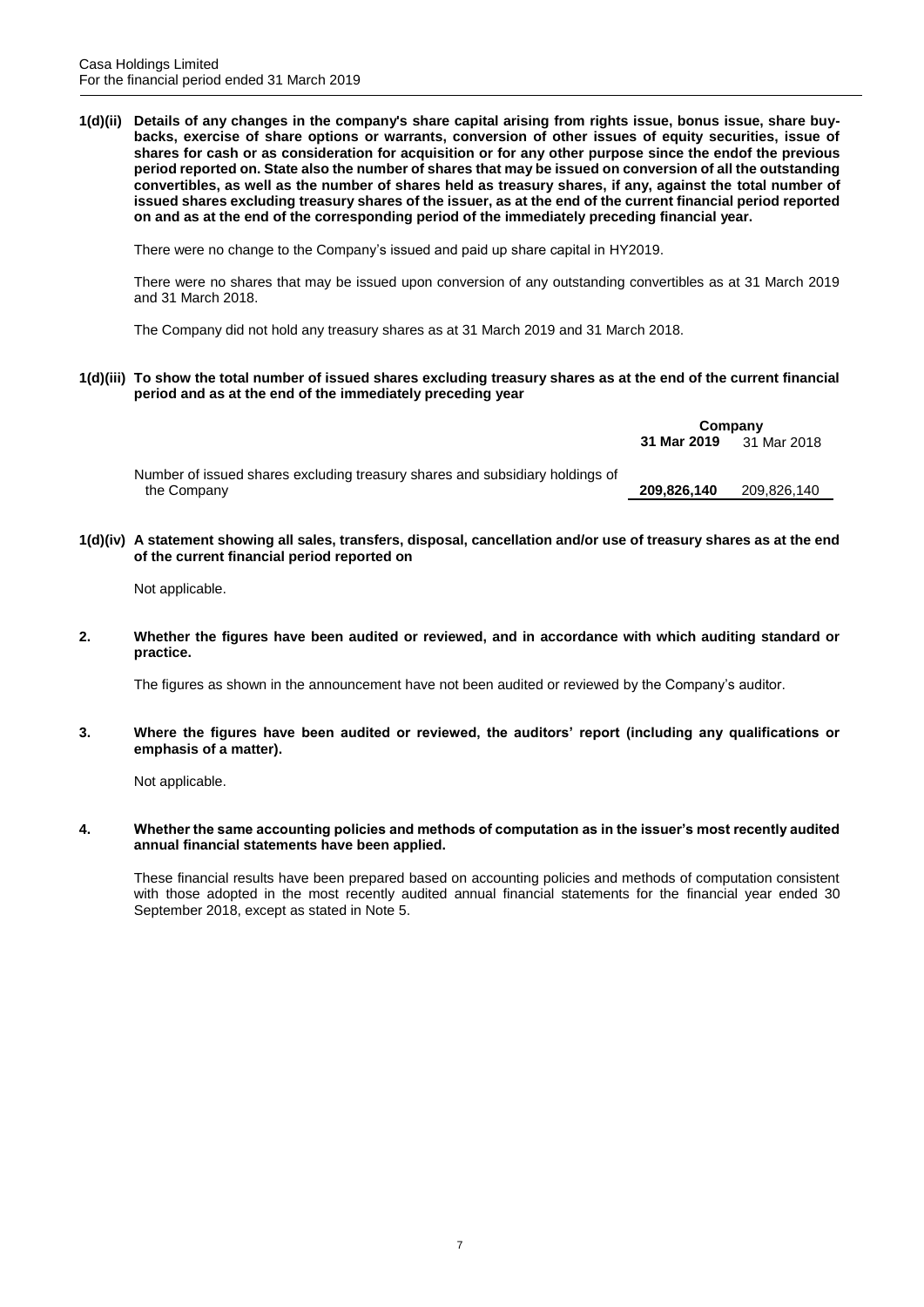**1(d)(ii) Details of any changes in the company's share capital arising from rights issue, bonus issue, share buy-backs, exercise of share options or warrants, conversion of other issues of equity securities, issue of shares for cash or as consideration for acquisition or for any other purpose since the endof the previous period reported on. State also the number of shares that may be issued on conversion of all the outstanding convertibles, as well as the number of shares held as treasury shares, if any, against the total number of issued shares excluding treasury shares of the issuer, as at the end of the current financial period reported on and as at the end of the corresponding period of the immediately preceding financial year.**

There were no change to the Company's issued and paid up share capital in HY2019.

There were no shares that may be issued upon conversion of any outstanding convertibles as at 31 March 2019 and 31 March 2018.

The Company did not hold any treasury shares as at 31 March 2019 and 31 March 2018.

**1(d)(iii) To show the total number of issued shares excluding treasury shares as at the end of the current financial period and as at the end of the immediately preceding year**

| | Company | |
|---|---|---|
| | **31 Mar 2019** | 31 Mar 2018 |
| Number of issued shares excluding treasury shares and subsidiary holdings of the Company | **209,826,140** | 209,826,140 |

**1(d)(iv) A statement showing all sales, transfers, disposal, cancellation and/or use of treasury shares as at the end of the current financial period reported on**

Not applicable.

**2. Whether the figures have been audited or reviewed, and in accordance with which auditing standard or practice.**

The figures as shown in the announcement have not been audited or reviewed by the Company's auditor.

**3. Where the figures have been audited or reviewed, the auditors' report (including any qualifications or emphasis of a matter).**

Not applicable.

**4. Whether the same accounting policies and methods of computation as in the issuer's most recently audited annual financial statements have been applied.**

These financial results have been prepared based on accounting policies and methods of computation consistent with those adopted in the most recently audited annual financial statements for the financial year ended 30 September 2018, except as stated in Note 5.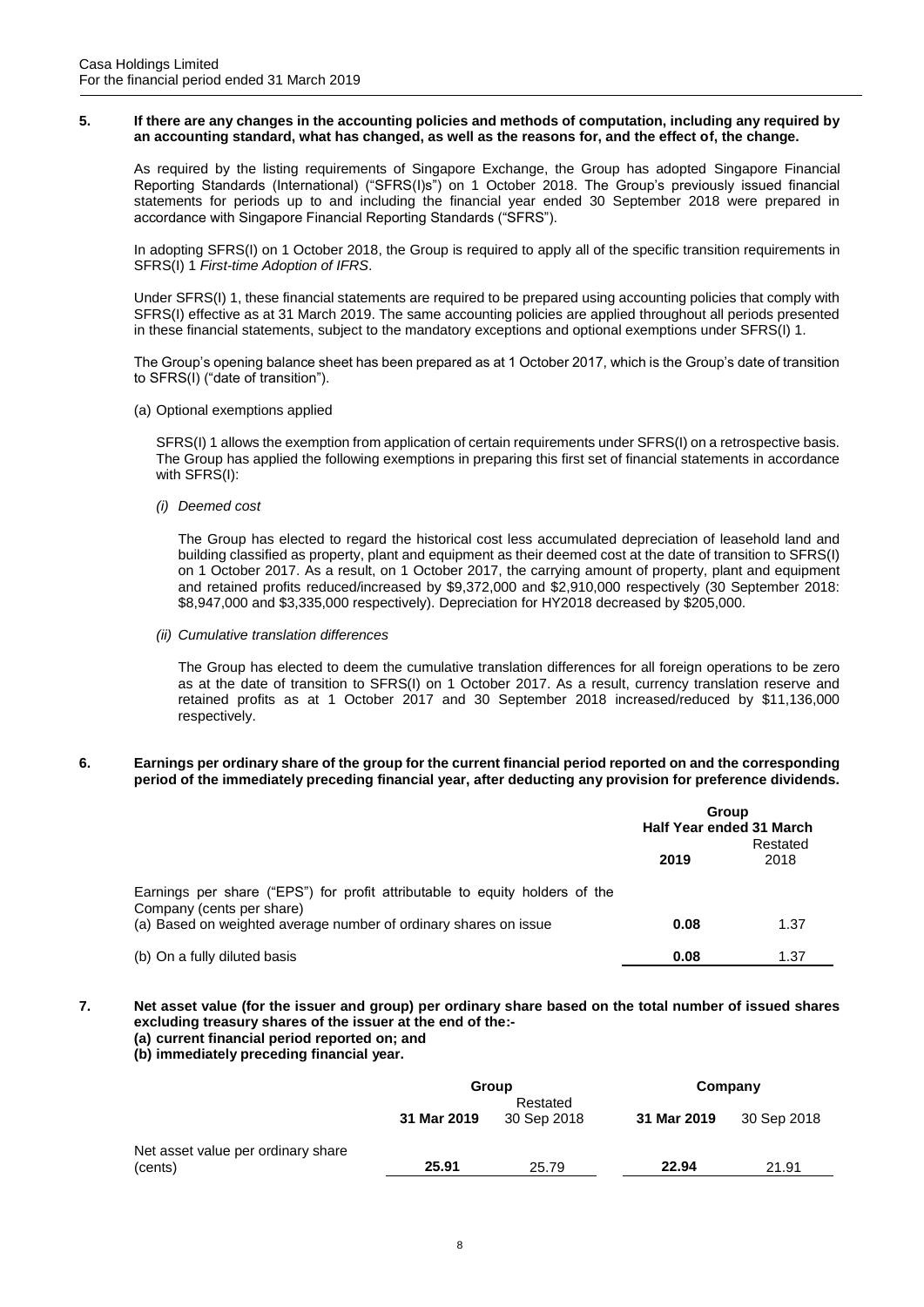**5. If there are any changes in the accounting policies and methods of computation, including any required by an accounting standard, what has changed, as well as the reasons for, and the effect of, the change.**

As required by the listing requirements of Singapore Exchange, the Group has adopted Singapore Financial Reporting Standards (International) ("SFRS(I)s") on 1 October 2018. The Group's previously issued financial statements for periods up to and including the financial year ended 30 September 2018 were prepared in accordance with Singapore Financial Reporting Standards ("SFRS").

In adopting SFRS(I) on 1 October 2018, the Group is required to apply all of the specific transition requirements in SFRS(I) 1 *First-time Adoption of IFRS*.

Under SFRS(I) 1, these financial statements are required to be prepared using accounting policies that comply with SFRS(I) effective as at 31 March 2019. The same accounting policies are applied throughout all periods presented in these financial statements, subject to the mandatory exceptions and optional exemptions under SFRS(I) 1.

The Group's opening balance sheet has been prepared as at 1 October 2017, which is the Group's date of transition to SFRS(I) ("date of transition").

(a) Optional exemptions applied

SFRS(I) 1 allows the exemption from application of certain requirements under SFRS(I) on a retrospective basis. The Group has applied the following exemptions in preparing this first set of financial statements in accordance with SFRS(I):

*(i) Deemed cost*

The Group has elected to regard the historical cost less accumulated depreciation of leasehold land and building classified as property, plant and equipment as their deemed cost at the date of transition to SFRS(I) on 1 October 2017. As a result, on 1 October 2017, the carrying amount of property, plant and equipment and retained profits reduced/increased by $9,372,000 and $2,910,000 respectively (30 September 2018: $8,947,000 and $3,335,000 respectively). Depreciation for HY2018 decreased by $205,000.

*(ii) Cumulative translation differences*

The Group has elected to deem the cumulative translation differences for all foreign operations to be zero as at the date of transition to SFRS(I) on 1 October 2017. As a result, currency translation reserve and retained profits as at 1 October 2017 and 30 September 2018 increased/reduced by $11,136,000 respectively.

**6. Earnings per ordinary share of the group for the current financial period reported on and the corresponding period of the immediately preceding financial year, after deducting any provision for preference dividends.**

| | Group | |
|---|---|---|
| | Half Year ended 31 March | |
| | **2019** | Restated 2018 |
| Earnings per share ("EPS") for profit attributable to equity holders of the Company (cents per share) | | |
| (a) Based on weighted average number of ordinary shares on issue | **0.08** | 1.37 |
| (b) On a fully diluted basis | **0.08** | 1.37 |

**7. Net asset value (for the issuer and group) per ordinary share based on the total number of issued shares excluding treasury shares of the issuer at the end of the:-**
**(a) current financial period reported on; and**
**(b) immediately preceding financial year.**

| | Group | | Company | |
|---|---|---|---|---|
| | **31 Mar 2019** | Restated 30 Sep 2018 | **31 Mar 2019** | 30 Sep 2018 |
| Net asset value per ordinary share (cents) | **25.91** | 25.79 | **22.94** | 21.91 |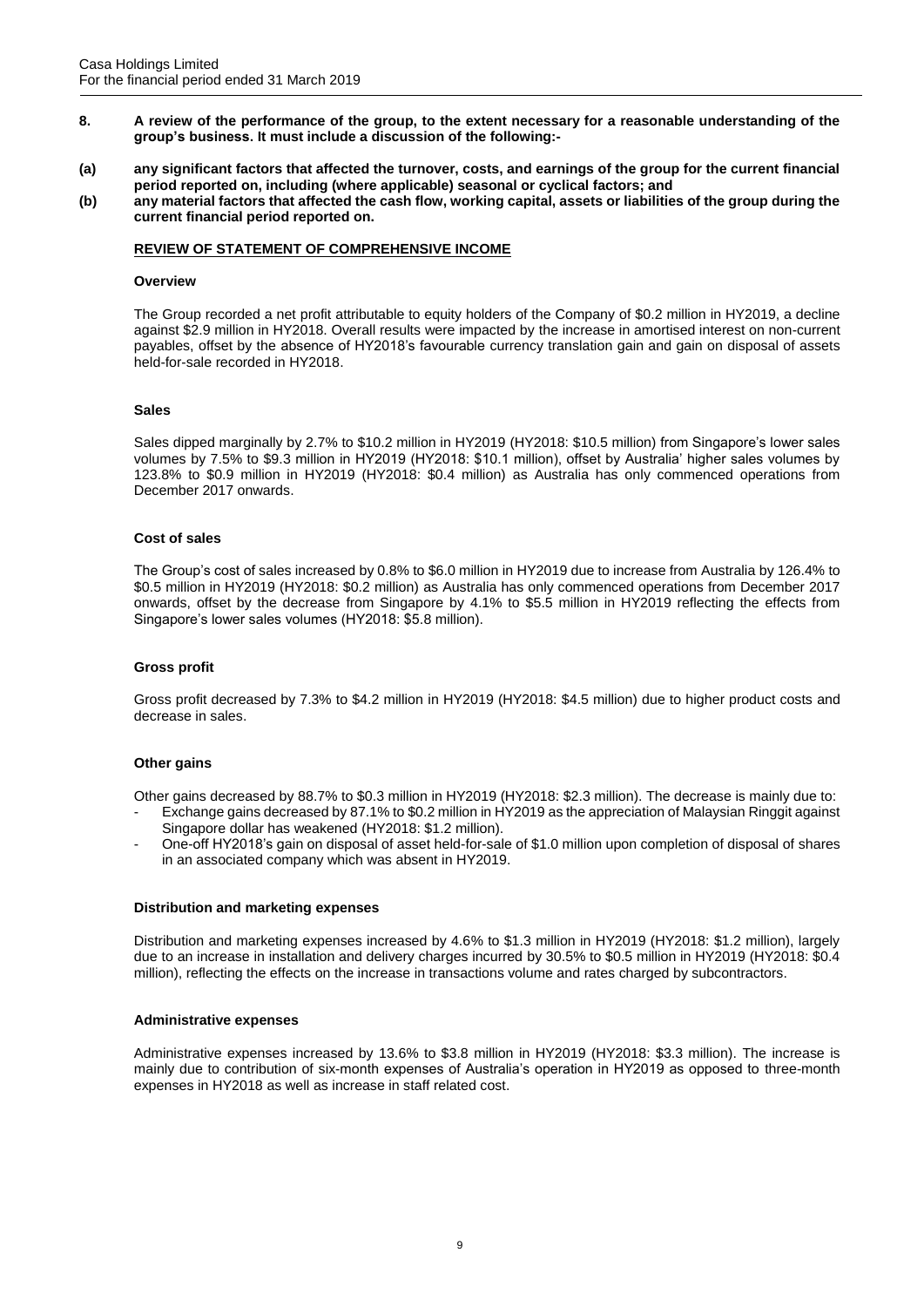**8. A review of the performance of the group, to the extent necessary for a reasonable understanding of the group's business. It must include a discussion of the following:-**

**(a) any significant factors that affected the turnover, costs, and earnings of the group for the current financial period reported on, including (where applicable) seasonal or cyclical factors; and**

**(b) any material factors that affected the cash flow, working capital, assets or liabilities of the group during the current financial period reported on.**

**REVIEW OF STATEMENT OF COMPREHENSIVE INCOME**

**Overview**

The Group recorded a net profit attributable to equity holders of the Company of $0.2 million in HY2019, a decline against $2.9 million in HY2018. Overall results were impacted by the increase in amortised interest on non-current payables, offset by the absence of HY2018's favourable currency translation gain and gain on disposal of assets held-for-sale recorded in HY2018.

**Sales**

Sales dipped marginally by 2.7% to $10.2 million in HY2019 (HY2018: $10.5 million) from Singapore's lower sales volumes by 7.5% to $9.3 million in HY2019 (HY2018: $10.1 million), offset by Australia' higher sales volumes by 123.8% to $0.9 million in HY2019 (HY2018: $0.4 million) as Australia has only commenced operations from December 2017 onwards.

**Cost of sales**

The Group's cost of sales increased by 0.8% to $6.0 million in HY2019 due to increase from Australia by 126.4% to $0.5 million in HY2019 (HY2018: $0.2 million) as Australia has only commenced operations from December 2017 onwards, offset by the decrease from Singapore by 4.1% to $5.5 million in HY2019 reflecting the effects from Singapore's lower sales volumes (HY2018: $5.8 million).

**Gross profit**

Gross profit decreased by 7.3% to $4.2 million in HY2019 (HY2018: $4.5 million) due to higher product costs and decrease in sales.

**Other gains**

Other gains decreased by 88.7% to $0.3 million in HY2019 (HY2018: $2.3 million). The decrease is mainly due to:

- Exchange gains decreased by 87.1% to $0.2 million in HY2019 as the appreciation of Malaysian Ringgit against Singapore dollar has weakened (HY2018: $1.2 million).
- One-off HY2018's gain on disposal of asset held-for-sale of $1.0 million upon completion of disposal of shares in an associated company which was absent in HY2019.

**Distribution and marketing expenses**

Distribution and marketing expenses increased by 4.6% to $1.3 million in HY2019 (HY2018: $1.2 million), largely due to an increase in installation and delivery charges incurred by 30.5% to $0.5 million in HY2019 (HY2018: $0.4 million), reflecting the effects on the increase in transactions volume and rates charged by subcontractors.

**Administrative expenses**

Administrative expenses increased by 13.6% to $3.8 million in HY2019 (HY2018: $3.3 million). The increase is mainly due to contribution of six-month expenses of Australia's operation in HY2019 as opposed to three-month expenses in HY2018 as well as increase in staff related cost.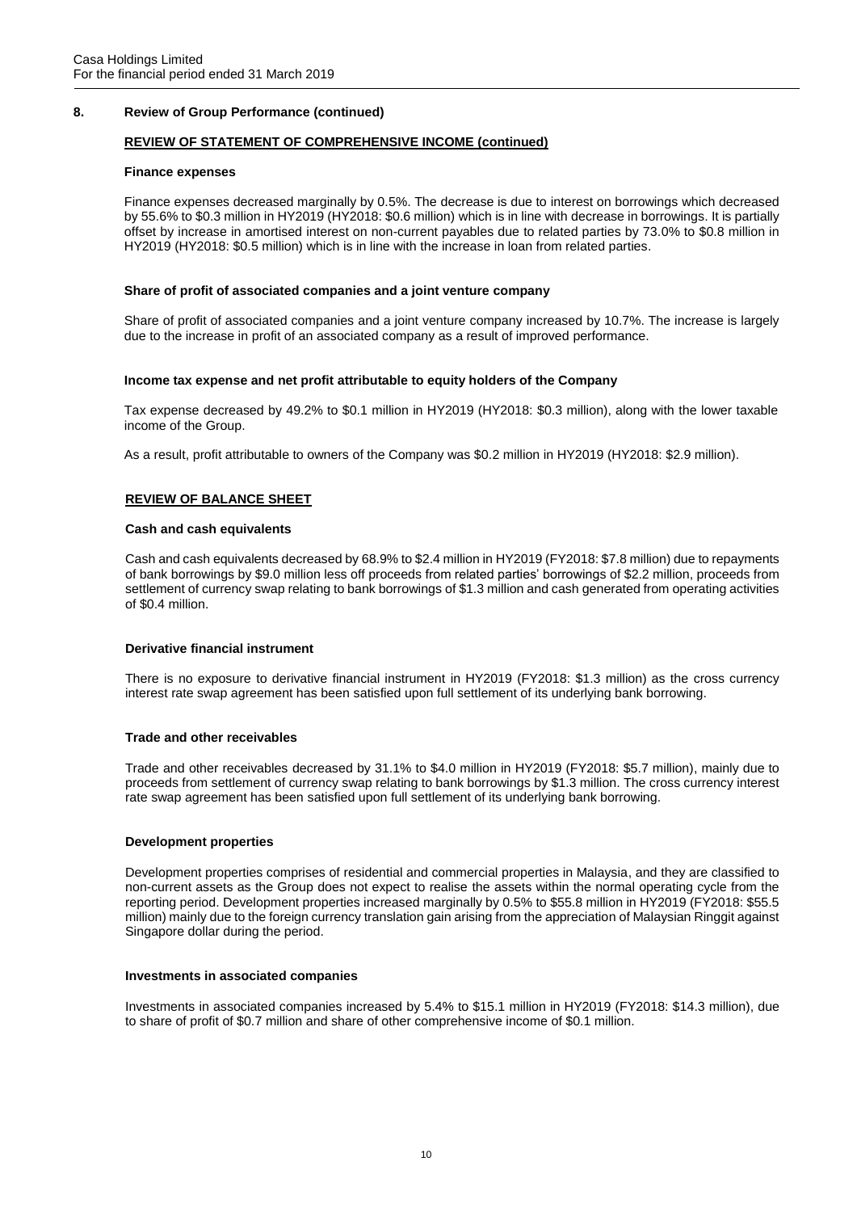## 8. Review of Group Performance (continued)

### REVIEW OF STATEMENT OF COMPREHENSIVE INCOME (continued)

**Finance expenses**

Finance expenses decreased marginally by 0.5%. The decrease is due to interest on borrowings which decreased by 55.6% to $0.3 million in HY2019 (HY2018: $0.6 million) which is in line with decrease in borrowings. It is partially offset by increase in amortised interest on non-current payables due to related parties by 73.0% to $0.8 million in HY2019 (HY2018: $0.5 million) which is in line with the increase in loan from related parties.

**Share of profit of associated companies and a joint venture company**

Share of profit of associated companies and a joint venture company increased by 10.7%. The increase is largely due to the increase in profit of an associated company as a result of improved performance.

**Income tax expense and net profit attributable to equity holders of the Company**

Tax expense decreased by 49.2% to $0.1 million in HY2019 (HY2018: $0.3 million), along with the lower taxable income of the Group.

As a result, profit attributable to owners of the Company was $0.2 million in HY2019 (HY2018: $2.9 million).

### REVIEW OF BALANCE SHEET

**Cash and cash equivalents**

Cash and cash equivalents decreased by 68.9% to $2.4 million in HY2019 (FY2018: $7.8 million) due to repayments of bank borrowings by $9.0 million less off proceeds from related parties' borrowings of $2.2 million, proceeds from settlement of currency swap relating to bank borrowings of $1.3 million and cash generated from operating activities of $0.4 million.

**Derivative financial instrument**

There is no exposure to derivative financial instrument in HY2019 (FY2018: $1.3 million) as the cross currency interest rate swap agreement has been satisfied upon full settlement of its underlying bank borrowing.

**Trade and other receivables**

Trade and other receivables decreased by 31.1% to $4.0 million in HY2019 (FY2018: $5.7 million), mainly due to proceeds from settlement of currency swap relating to bank borrowings by $1.3 million. The cross currency interest rate swap agreement has been satisfied upon full settlement of its underlying bank borrowing.

**Development properties**

Development properties comprises of residential and commercial properties in Malaysia, and they are classified to non-current assets as the Group does not expect to realise the assets within the normal operating cycle from the reporting period. Development properties increased marginally by 0.5% to $55.8 million in HY2019 (FY2018: $55.5 million) mainly due to the foreign currency translation gain arising from the appreciation of Malaysian Ringgit against Singapore dollar during the period.

**Investments in associated companies**

Investments in associated companies increased by 5.4% to $15.1 million in HY2019 (FY2018: $14.3 million), due to share of profit of $0.7 million and share of other comprehensive income of $0.1 million.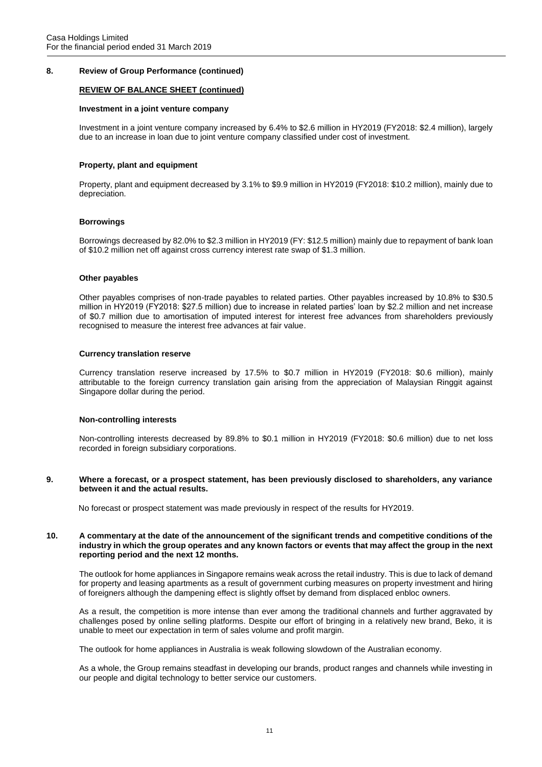## 8. Review of Group Performance (continued)

**REVIEW OF BALANCE SHEET (continued)**

**Investment in a joint venture company**

Investment in a joint venture company increased by 6.4% to $2.6 million in HY2019 (FY2018: $2.4 million), largely due to an increase in loan due to joint venture company classified under cost of investment.

**Property, plant and equipment**

Property, plant and equipment decreased by 3.1% to $9.9 million in HY2019 (FY2018: $10.2 million), mainly due to depreciation.

**Borrowings**

Borrowings decreased by 82.0% to $2.3 million in HY2019 (FY: $12.5 million) mainly due to repayment of bank loan of $10.2 million net off against cross currency interest rate swap of $1.3 million.

**Other payables**

Other payables comprises of non-trade payables to related parties. Other payables increased by 10.8% to $30.5 million in HY2019 (FY2018: $27.5 million) due to increase in related parties' loan by $2.2 million and net increase of $0.7 million due to amortisation of imputed interest for interest free advances from shareholders previously recognised to measure the interest free advances at fair value.

**Currency translation reserve**

Currency translation reserve increased by 17.5% to $0.7 million in HY2019 (FY2018: $0.6 million), mainly attributable to the foreign currency translation gain arising from the appreciation of Malaysian Ringgit against Singapore dollar during the period.

**Non-controlling interests**

Non-controlling interests decreased by 89.8% to $0.1 million in HY2019 (FY2018: $0.6 million) due to net loss recorded in foreign subsidiary corporations.

## 9. Where a forecast, or a prospect statement, has been previously disclosed to shareholders, any variance between it and the actual results.

No forecast or prospect statement was made previously in respect of the results for HY2019.

## 10. A commentary at the date of the announcement of the significant trends and competitive conditions of the industry in which the group operates and any known factors or events that may affect the group in the next reporting period and the next 12 months.

The outlook for home appliances in Singapore remains weak across the retail industry. This is due to lack of demand for property and leasing apartments as a result of government curbing measures on property investment and hiring of foreigners although the dampening effect is slightly offset by demand from displaced enbloc owners.

As a result, the competition is more intense than ever among the traditional channels and further aggravated by challenges posed by online selling platforms. Despite our effort of bringing in a relatively new brand, Beko, it is unable to meet our expectation in term of sales volume and profit margin.

The outlook for home appliances in Australia is weak following slowdown of the Australian economy.

As a whole, the Group remains steadfast in developing our brands, product ranges and channels while investing in our people and digital technology to better service our customers.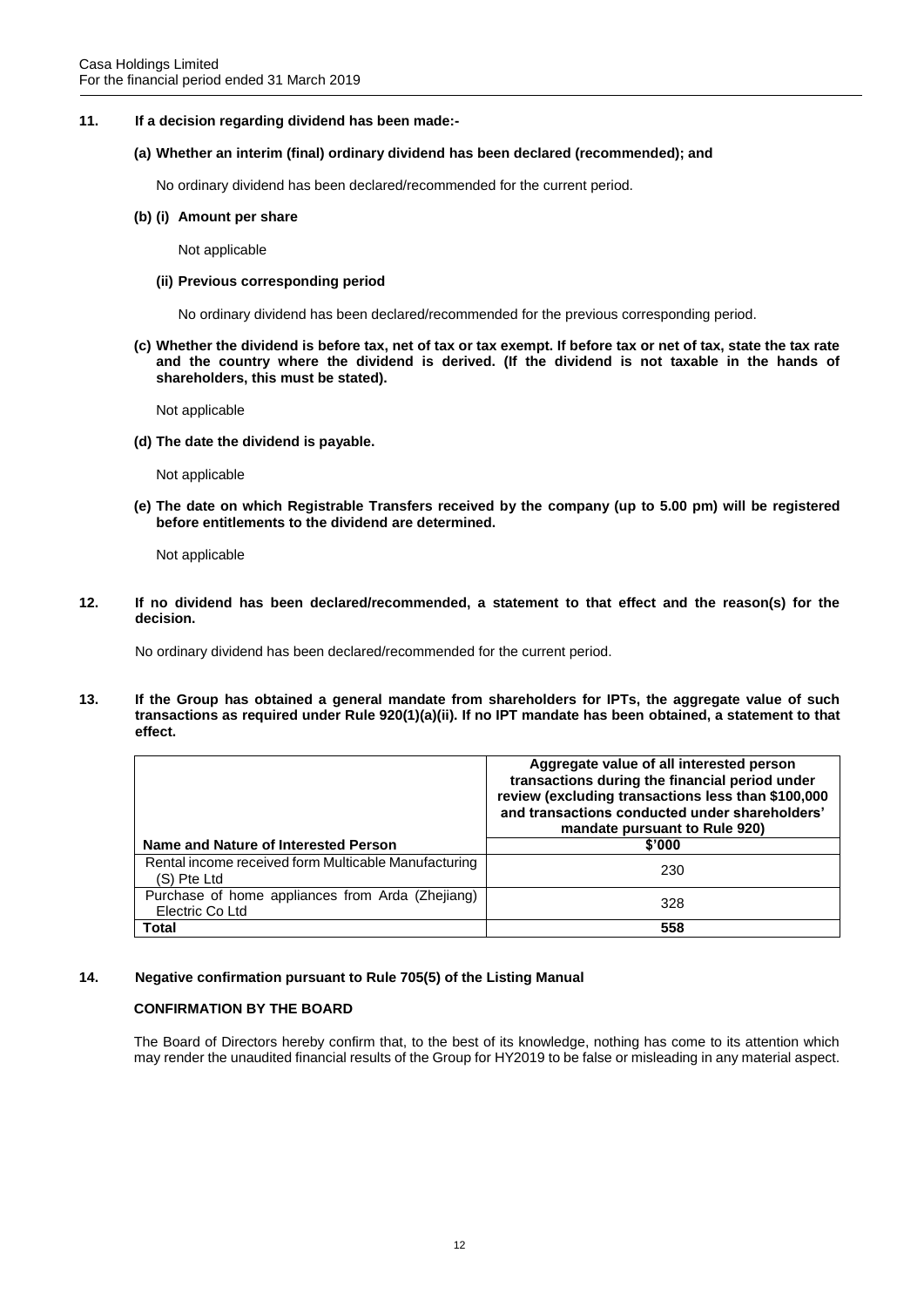**11. If a decision regarding dividend has been made:-**

**(a) Whether an interim (final) ordinary dividend has been declared (recommended); and**

No ordinary dividend has been declared/recommended for the current period.

**(b) (i) Amount per share**

Not applicable

**(ii) Previous corresponding period**

No ordinary dividend has been declared/recommended for the previous corresponding period.

**(c) Whether the dividend is before tax, net of tax or tax exempt. If before tax or net of tax, state the tax rate and the country where the dividend is derived. (If the dividend is not taxable in the hands of shareholders, this must be stated).**

Not applicable

**(d) The date the dividend is payable.**

Not applicable

**(e) The date on which Registrable Transfers received by the company (up to 5.00 pm) will be registered before entitlements to the dividend are determined.**

Not applicable

**12. If no dividend has been declared/recommended, a statement to that effect and the reason(s) for the decision.**

No ordinary dividend has been declared/recommended for the current period.

**13. If the Group has obtained a general mandate from shareholders for IPTs, the aggregate value of such transactions as required under Rule 920(1)(a)(ii). If no IPT mandate has been obtained, a statement to that effect.**

| Name and Nature of Interested Person | Aggregate value of all interested person transactions during the financial period under review (excluding transactions less than \$100,000 and transactions conducted under shareholders' mandate pursuant to Rule 920) \$'000 |
|---|---|
| Rental income received form Multicable Manufacturing (S) Pte Ltd | 230 |
| Purchase of home appliances from Arda (Zhejiang) Electric Co Ltd | 328 |
| **Total** | **558** |

**14. Negative confirmation pursuant to Rule 705(5) of the Listing Manual**

**CONFIRMATION BY THE BOARD**

The Board of Directors hereby confirm that, to the best of its knowledge, nothing has come to its attention which may render the unaudited financial results of the Group for HY2019 to be false or misleading in any material aspect.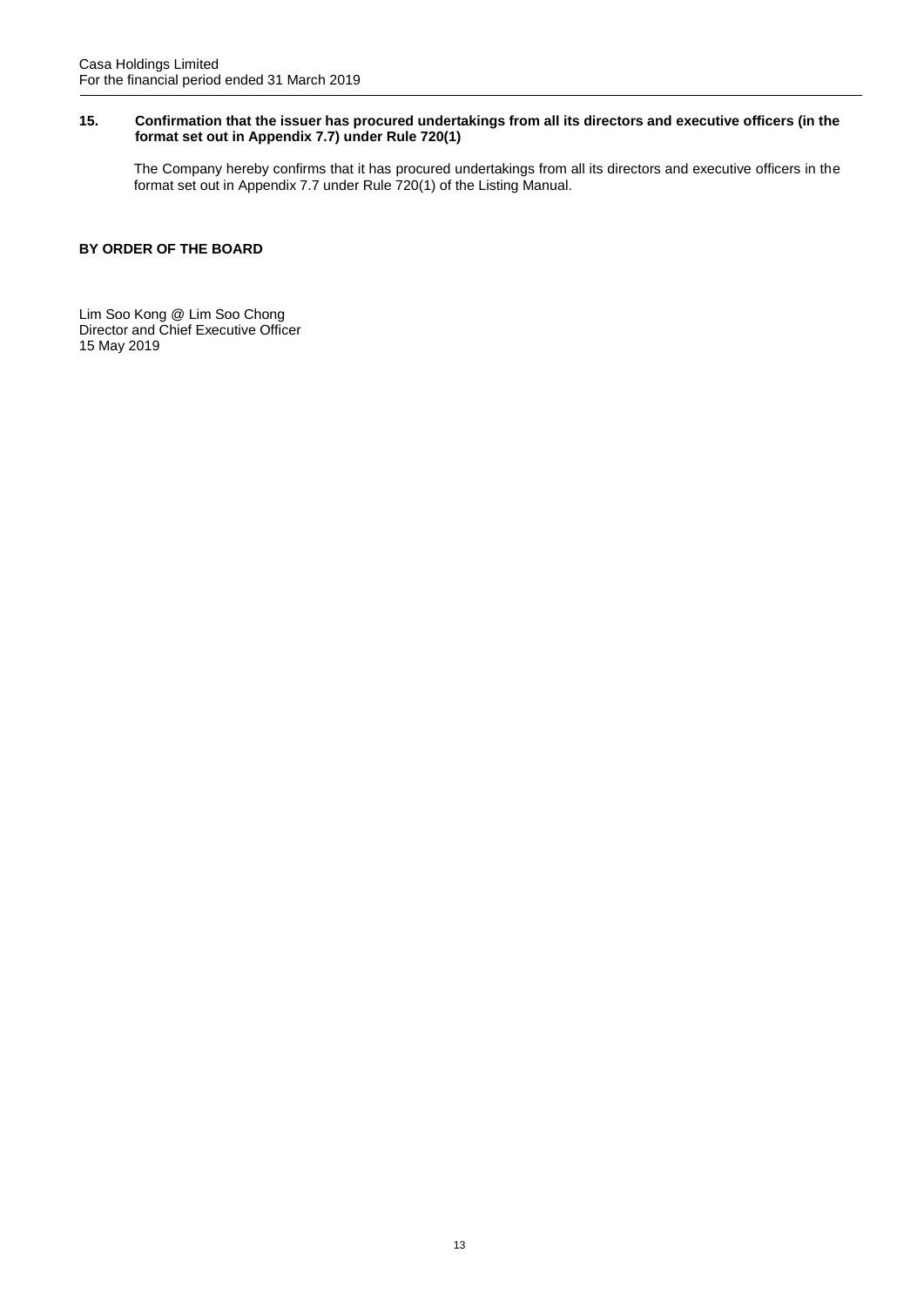**15. Confirmation that the issuer has procured undertakings from all its directors and executive officers (in the format set out in Appendix 7.7) under Rule 720(1)**

The Company hereby confirms that it has procured undertakings from all its directors and executive officers in the format set out in Appendix 7.7 under Rule 720(1) of the Listing Manual.

**BY ORDER OF THE BOARD**

Lim Soo Kong @ Lim Soo Chong
Director and Chief Executive Officer
15 May 2019